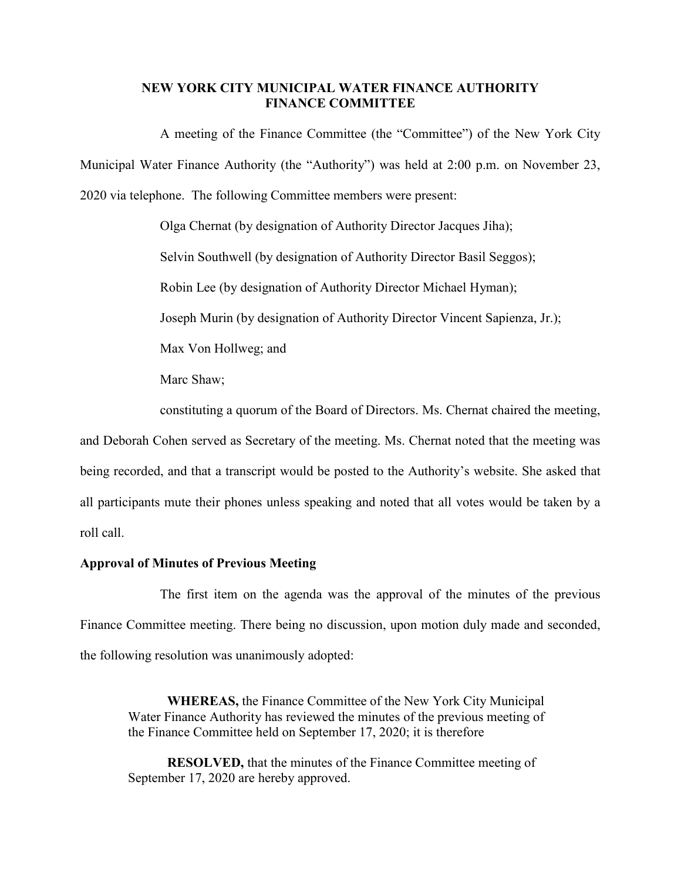# NEW YORK CITY MUNICIPAL WATER FINANCE AUTHORITY FINANCE COMMITTEE

A meeting of the Finance Committee (the "Committee") of the New York City Municipal Water Finance Authority (the "Authority") was held at 2:00 p.m. on November 23, 2020 via telephone. The following Committee members were present:

Olga Chernat (by designation of Authority Director Jacques Jiha);

Selvin Southwell (by designation of Authority Director Basil Seggos);

Robin Lee (by designation of Authority Director Michael Hyman);

Joseph Murin (by designation of Authority Director Vincent Sapienza, Jr.);

Max Von Hollweg; and

Marc Shaw;

constituting a quorum of the Board of Directors. Ms. Chernat chaired the meeting, and Deborah Cohen served as Secretary of the meeting. Ms. Chernat noted that the meeting was being recorded, and that a transcript would be posted to the Authority's website. She asked that all participants mute their phones unless speaking and noted that all votes would be taken by a roll call.

**Approval of Minutes of Previous Meeting**

The first item on the agenda was the approval of the minutes of the previous Finance Committee meeting. There being no discussion, upon motion duly made and seconded, the following resolution was unanimously adopted:

> **WHEREAS,** the Finance Committee of the New York City Municipal Water Finance Authority has reviewed the minutes of the previous meeting of the Finance Committee held on September 17, 2020; it is therefore
>
> **RESOLVED,** that the minutes of the Finance Committee meeting of September 17, 2020 are hereby approved.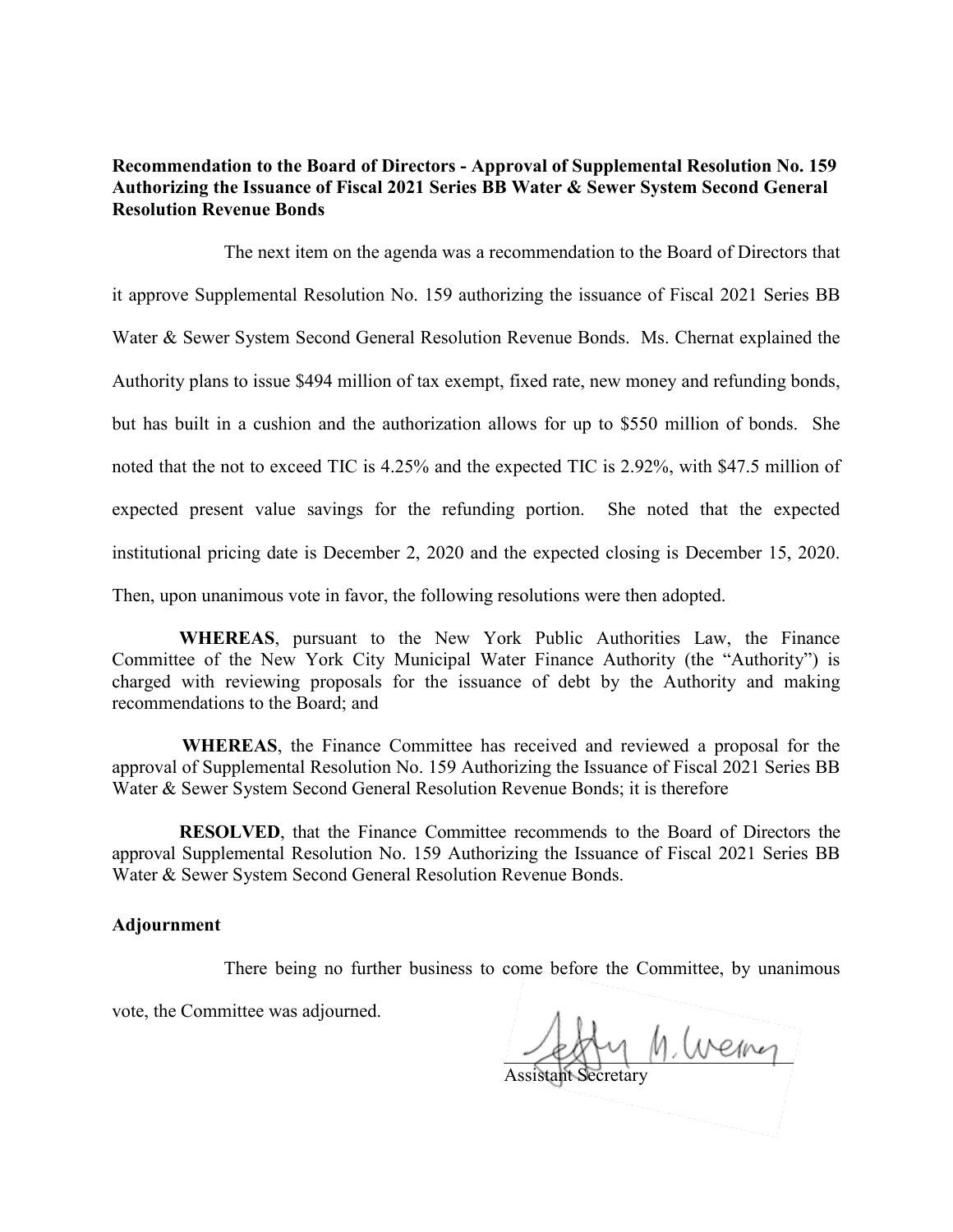**Recommendation to the Board of Directors - Approval of Supplemental Resolution No. 159 Authorizing the Issuance of Fiscal 2021 Series BB Water & Sewer System Second General Resolution Revenue Bonds**

The next item on the agenda was a recommendation to the Board of Directors that it approve Supplemental Resolution No. 159 authorizing the issuance of Fiscal 2021 Series BB Water & Sewer System Second General Resolution Revenue Bonds. Ms. Chernat explained the Authority plans to issue $494 million of tax exempt, fixed rate, new money and refunding bonds, but has built in a cushion and the authorization allows for up to $550 million of bonds. She noted that the not to exceed TIC is 4.25% and the expected TIC is 2.92%, with $47.5 million of expected present value savings for the refunding portion. She noted that the expected institutional pricing date is December 2, 2020 and the expected closing is December 15, 2020. Then, upon unanimous vote in favor, the following resolutions were then adopted.

**WHEREAS**, pursuant to the New York Public Authorities Law, the Finance Committee of the New York City Municipal Water Finance Authority (the "Authority") is charged with reviewing proposals for the issuance of debt by the Authority and making recommendations to the Board; and

**WHEREAS**, the Finance Committee has received and reviewed a proposal for the approval of Supplemental Resolution No. 159 Authorizing the Issuance of Fiscal 2021 Series BB Water & Sewer System Second General Resolution Revenue Bonds; it is therefore

**RESOLVED**, that the Finance Committee recommends to the Board of Directors the approval Supplemental Resolution No. 159 Authorizing the Issuance of Fiscal 2021 Series BB Water & Sewer System Second General Resolution Revenue Bonds.

**Adjournment**

There being no further business to come before the Committee, by unanimous vote, the Committee was adjourned.

Assistant Secretary